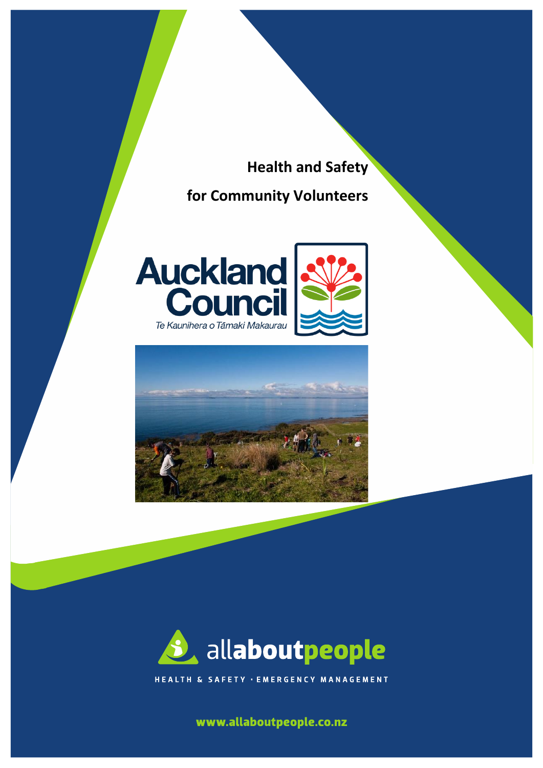# Health and Safety for Community Volunteers

Auckland Council

Te Kaunihera o Tāmaki Makaurau

allaboutpeople

HEALTH & SAFETY · EMERGENCY MANAGEMENT

www.allaboutpeople.co.nz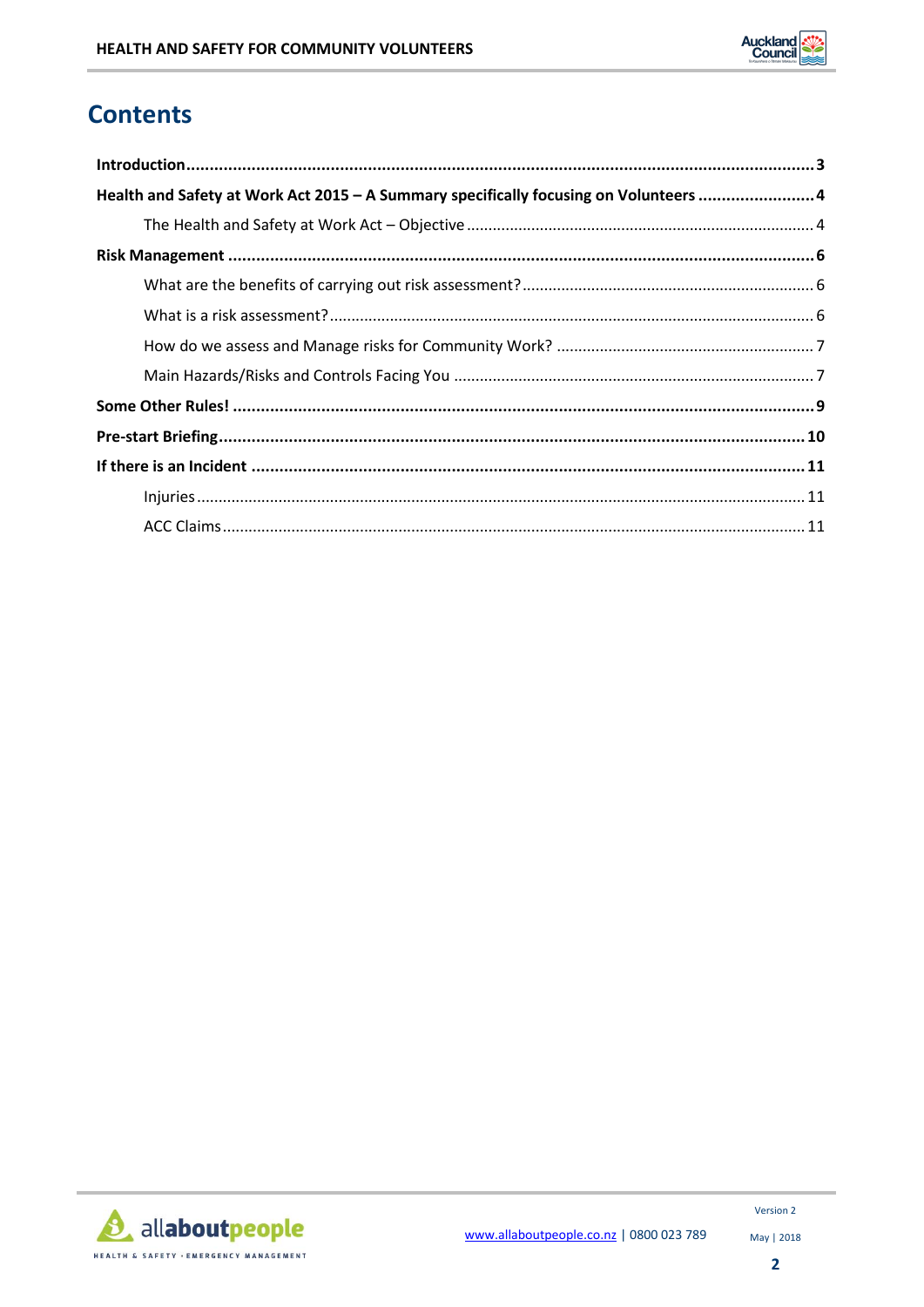# Contents

**Introduction** ..... **3**

**Health and Safety at Work Act 2015 – A Summary specifically focusing on Volunteers** ..... **4**

- The Health and Safety at Work Act – Objective ..... 4

**Risk Management** ..... **6**

- What are the benefits of carrying out risk assessment? ..... 6
- What is a risk assessment? ..... 6
- How do we assess and Manage risks for Community Work? ..... 7
- Main Hazards/Risks and Controls Facing You ..... 7

**Some Other Rules!** ..... **9**

**Pre-start Briefing** ..... **10**

**If there is an Incident** ..... **11**

- Injuries ..... 11
- ACC Claims ..... 11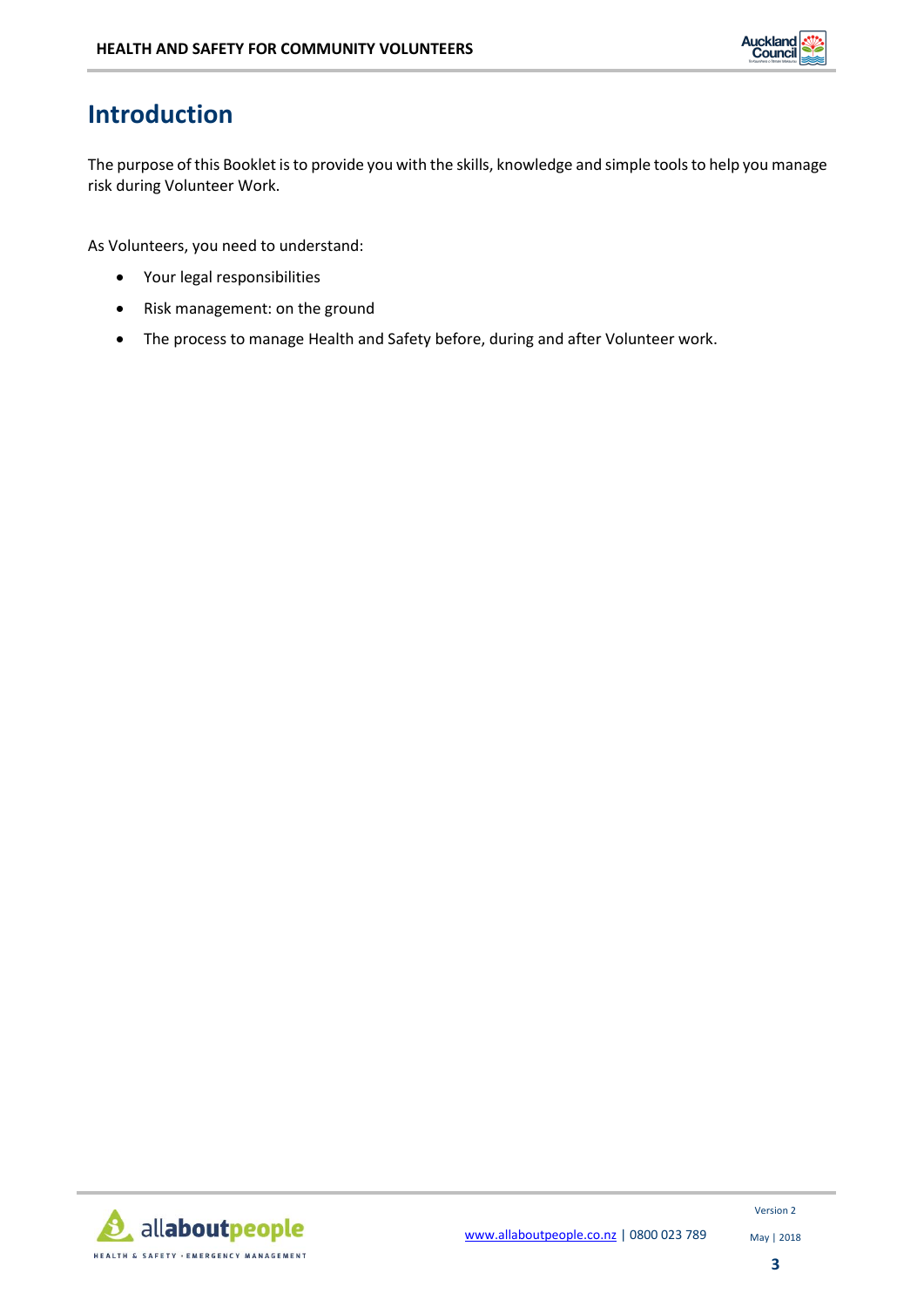# Introduction

The purpose of this Booklet is to provide you with the skills, knowledge and simple tools to help you manage risk during Volunteer Work.

As Volunteers, you need to understand:

- Your legal responsibilities
- Risk management: on the ground
- The process to manage Health and Safety before, during and after Volunteer work.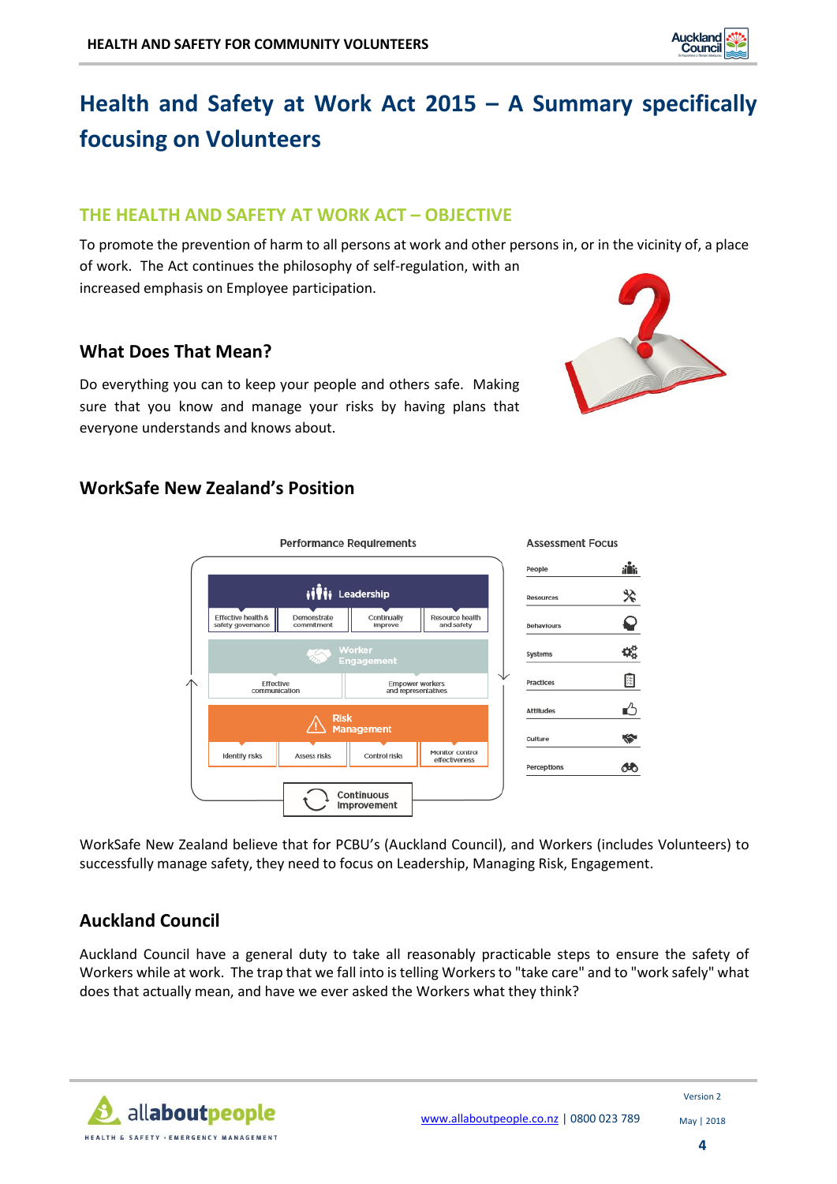# Health and Safety at Work Act 2015 – A Summary specifically focusing on Volunteers

## THE HEALTH AND SAFETY AT WORK ACT – OBJECTIVE

To promote the prevention of harm to all persons at work and other persons in, or in the vicinity of, a place of work. The Act continues the philosophy of self-regulation, with an increased emphasis on Employee participation.

### What Does That Mean?

Do everything you can to keep your people and others safe. Making sure that you know and manage your risks by having plans that everyone understands and knows about.

### WorkSafe New Zealand's Position

Performance Requirements

Leadership

Effective health & safety governance

Demonstrate commitment

Continually improve

Resource health and safety

Worker Engagement

Effective communication

Empower workers and representatives

Risk Management

Identify risks

Assess risks

Control risks

Monitor control effectiveness

Continuous Improvement

Assessment Focus

People

Resources

Behaviours

Systems

Practices

Attitudes

Culture

Perceptions

WorkSafe New Zealand believe that for PCBU's (Auckland Council), and Workers (includes Volunteers) to successfully manage safety, they need to focus on Leadership, Managing Risk, Engagement.

### Auckland Council

Auckland Council have a general duty to take all reasonably practicable steps to ensure the safety of Workers while at work. The trap that we fall into is telling Workers to "take care" and to "work safely" what does that actually mean, and have we ever asked the Workers what they think?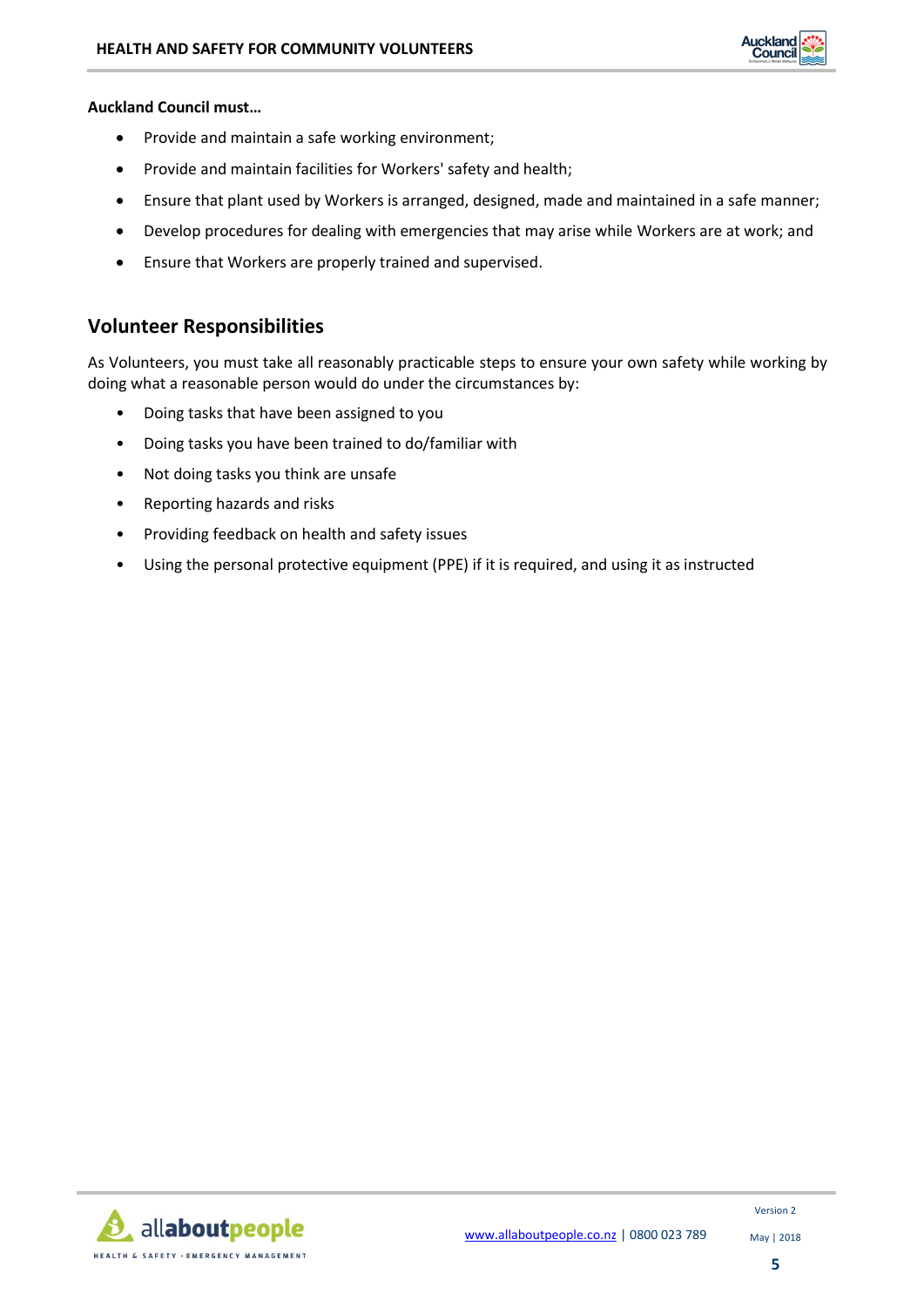**Auckland Council must…**

- Provide and maintain a safe working environment;
- Provide and maintain facilities for Workers' safety and health;
- Ensure that plant used by Workers is arranged, designed, made and maintained in a safe manner;
- Develop procedures for dealing with emergencies that may arise while Workers are at work; and
- Ensure that Workers are properly trained and supervised.

## Volunteer Responsibilities

As Volunteers, you must take all reasonably practicable steps to ensure your own safety while working by doing what a reasonable person would do under the circumstances by:

- Doing tasks that have been assigned to you
- Doing tasks you have been trained to do/familiar with
- Not doing tasks you think are unsafe
- Reporting hazards and risks
- Providing feedback on health and safety issues
- Using the personal protective equipment (PPE) if it is required, and using it as instructed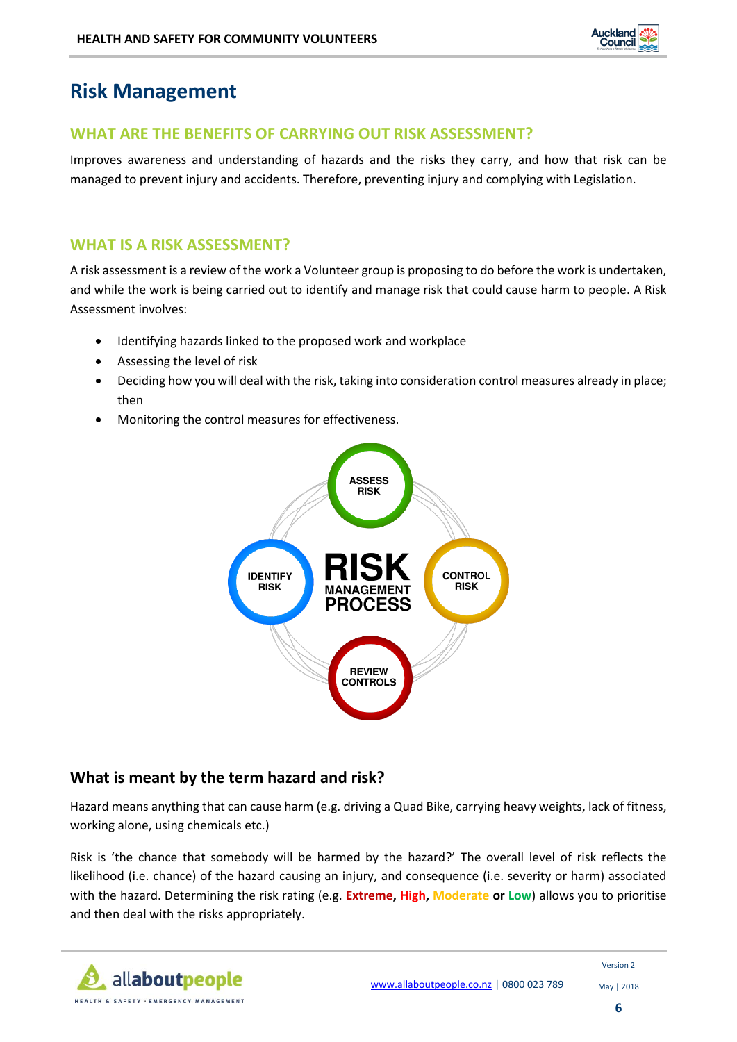# Risk Management

## WHAT ARE THE BENEFITS OF CARRYING OUT RISK ASSESSMENT?

Improves awareness and understanding of hazards and the risks they carry, and how that risk can be managed to prevent injury and accidents. Therefore, preventing injury and complying with Legislation.

## WHAT IS A RISK ASSESSMENT?

A risk assessment is a review of the work a Volunteer group is proposing to do before the work is undertaken, and while the work is being carried out to identify and manage risk that could cause harm to people. A Risk Assessment involves:

- Identifying hazards linked to the proposed work and workplace
- Assessing the level of risk
- Deciding how you will deal with the risk, taking into consideration control measures already in place; then
- Monitoring the control measures for effectiveness.

ASSESS RISK
IDENTIFY RISK
RISK MANAGEMENT PROCESS
CONTROL RISK
REVIEW CONTROLS

## What is meant by the term hazard and risk?

Hazard means anything that can cause harm (e.g. driving a Quad Bike, carrying heavy weights, lack of fitness, working alone, using chemicals etc.)

Risk is 'the chance that somebody will be harmed by the hazard?' The overall level of risk reflects the likelihood (i.e. chance) of the hazard causing an injury, and consequence (i.e. severity or harm) associated with the hazard. Determining the risk rating (e.g. **Extreme**, **High**, **Moderate** **or** **Low**) allows you to prioritise and then deal with the risks appropriately.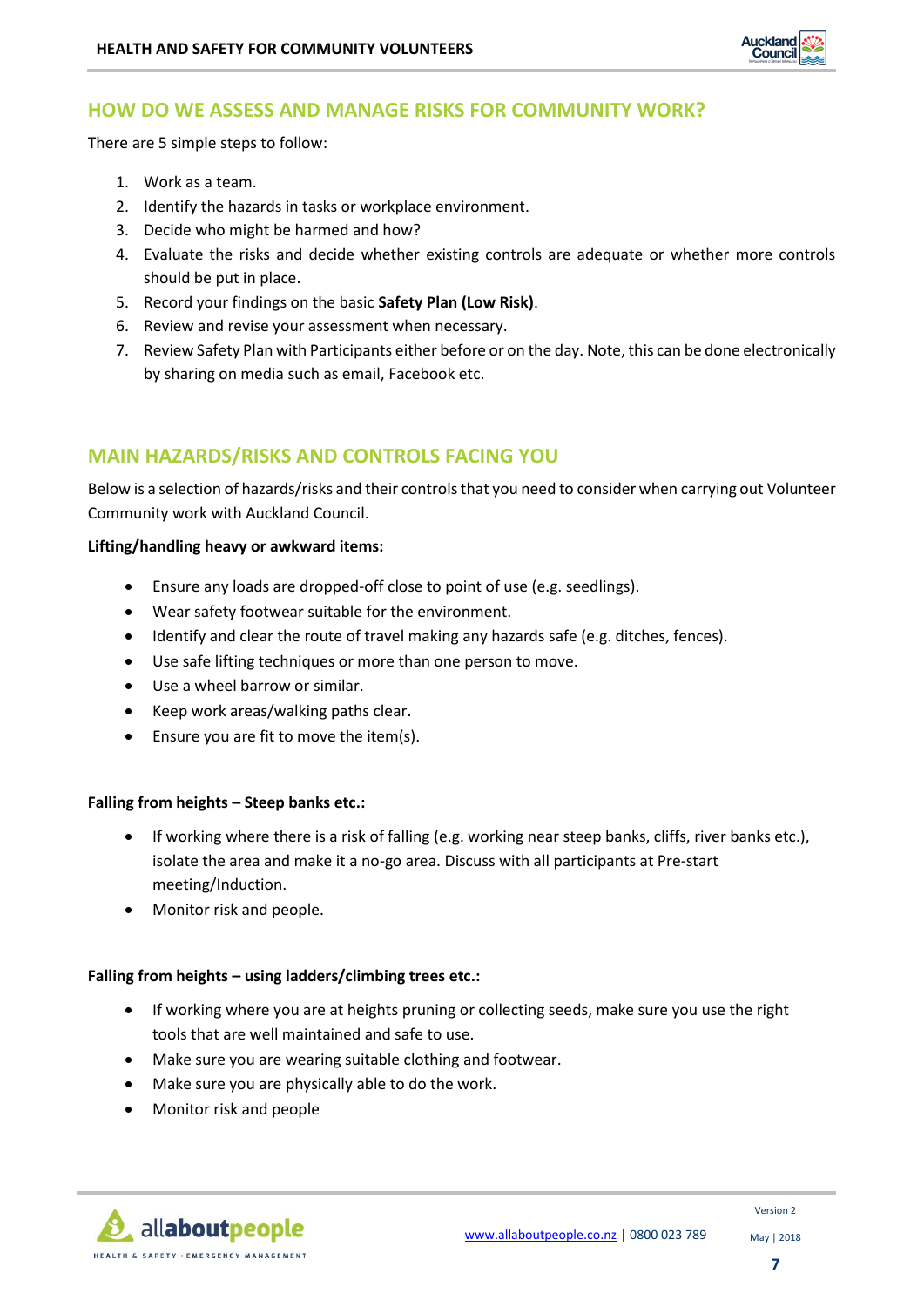## HOW DO WE ASSESS AND MANAGE RISKS FOR COMMUNITY WORK?

There are 5 simple steps to follow:

1. Work as a team.
2. Identify the hazards in tasks or workplace environment.
3. Decide who might be harmed and how?
4. Evaluate the risks and decide whether existing controls are adequate or whether more controls should be put in place.
5. Record your findings on the basic **Safety Plan (Low Risk)**.
6. Review and revise your assessment when necessary.
7. Review Safety Plan with Participants either before or on the day. Note, this can be done electronically by sharing on media such as email, Facebook etc.

## MAIN HAZARDS/RISKS AND CONTROLS FACING YOU

Below is a selection of hazards/risks and their controls that you need to consider when carrying out Volunteer Community work with Auckland Council.

**Lifting/handling heavy or awkward items:**

- Ensure any loads are dropped-off close to point of use (e.g. seedlings).
- Wear safety footwear suitable for the environment.
- Identify and clear the route of travel making any hazards safe (e.g. ditches, fences).
- Use safe lifting techniques or more than one person to move.
- Use a wheel barrow or similar.
- Keep work areas/walking paths clear.
- Ensure you are fit to move the item(s).

**Falling from heights – Steep banks etc.:**

- If working where there is a risk of falling (e.g. working near steep banks, cliffs, river banks etc.), isolate the area and make it a no-go area. Discuss with all participants at Pre-start meeting/Induction.
- Monitor risk and people.

**Falling from heights – using ladders/climbing trees etc.:**

- If working where you are at heights pruning or collecting seeds, make sure you use the right tools that are well maintained and safe to use.
- Make sure you are wearing suitable clothing and footwear.
- Make sure you are physically able to do the work.
- Monitor risk and people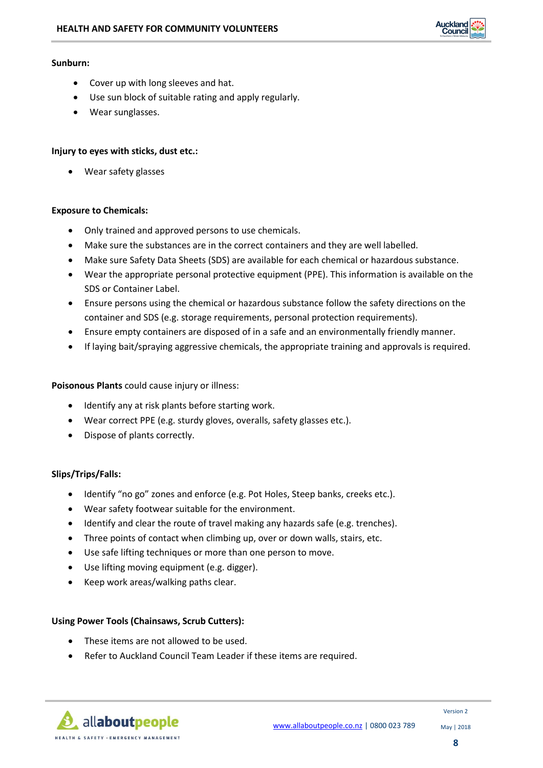**Sunburn:**

- Cover up with long sleeves and hat.
- Use sun block of suitable rating and apply regularly.
- Wear sunglasses.

**Injury to eyes with sticks, dust etc.:**

- Wear safety glasses

**Exposure to Chemicals:**

- Only trained and approved persons to use chemicals.
- Make sure the substances are in the correct containers and they are well labelled.
- Make sure Safety Data Sheets (SDS) are available for each chemical or hazardous substance.
- Wear the appropriate personal protective equipment (PPE). This information is available on the SDS or Container Label.
- Ensure persons using the chemical or hazardous substance follow the safety directions on the container and SDS (e.g. storage requirements, personal protection requirements).
- Ensure empty containers are disposed of in a safe and an environmentally friendly manner.
- If laying bait/spraying aggressive chemicals, the appropriate training and approvals is required.

**Poisonous Plants** could cause injury or illness:

- Identify any at risk plants before starting work.
- Wear correct PPE (e.g. sturdy gloves, overalls, safety glasses etc.).
- Dispose of plants correctly.

**Slips/Trips/Falls:**

- Identify "no go" zones and enforce (e.g. Pot Holes, Steep banks, creeks etc.).
- Wear safety footwear suitable for the environment.
- Identify and clear the route of travel making any hazards safe (e.g. trenches).
- Three points of contact when climbing up, over or down walls, stairs, etc.
- Use safe lifting techniques or more than one person to move.
- Use lifting moving equipment (e.g. digger).
- Keep work areas/walking paths clear.

**Using Power Tools (Chainsaws, Scrub Cutters):**

- These items are not allowed to be used.
- Refer to Auckland Council Team Leader if these items are required.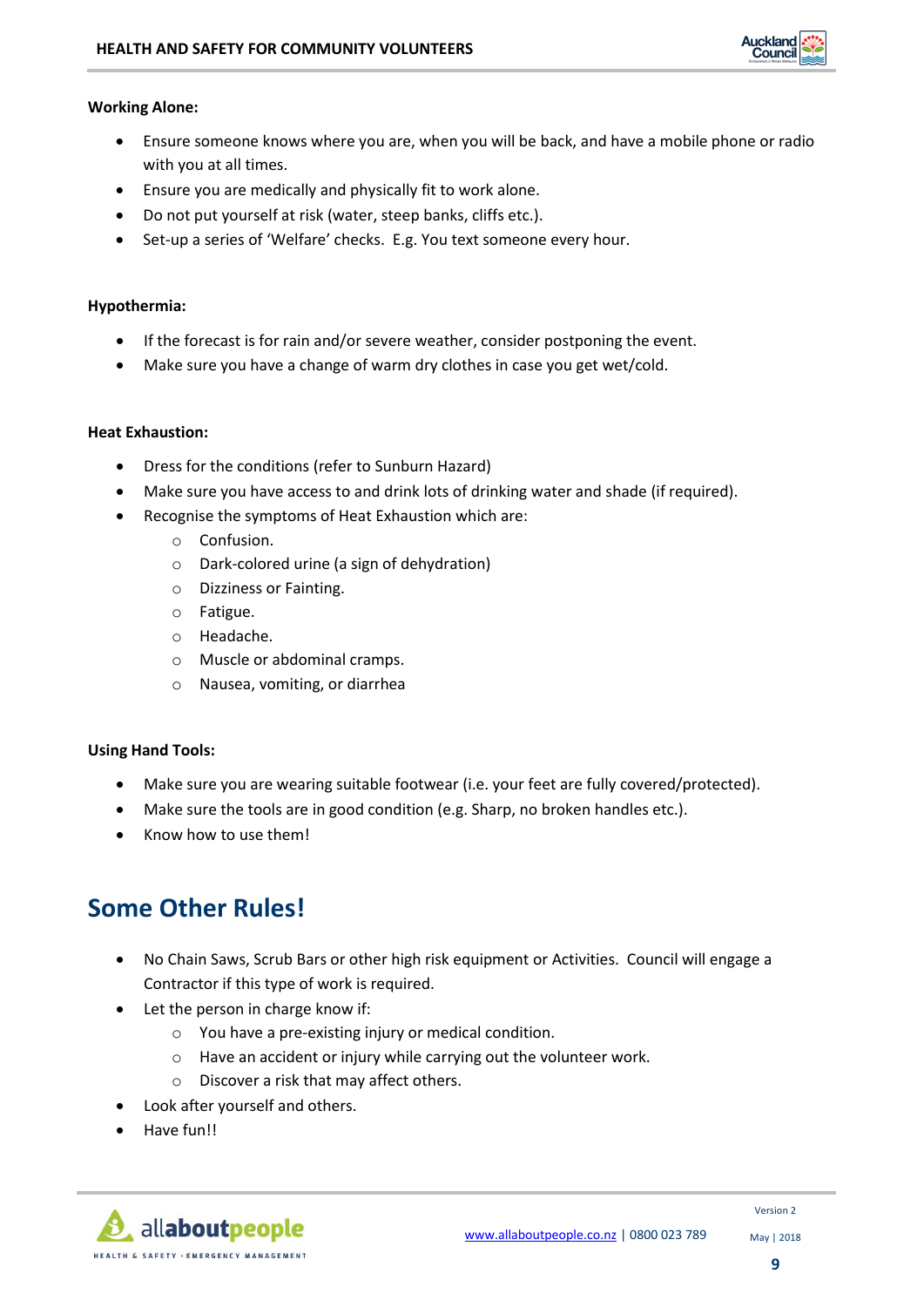**Working Alone:**

- Ensure someone knows where you are, when you will be back, and have a mobile phone or radio with you at all times.
- Ensure you are medically and physically fit to work alone.
- Do not put yourself at risk (water, steep banks, cliffs etc.).
- Set-up a series of 'Welfare' checks. E.g. You text someone every hour.

**Hypothermia:**

- If the forecast is for rain and/or severe weather, consider postponing the event.
- Make sure you have a change of warm dry clothes in case you get wet/cold.

**Heat Exhaustion:**

- Dress for the conditions (refer to Sunburn Hazard)
- Make sure you have access to and drink lots of drinking water and shade (if required).
- Recognise the symptoms of Heat Exhaustion which are:
  - Confusion.
  - Dark-colored urine (a sign of dehydration)
  - Dizziness or Fainting.
  - Fatigue.
  - Headache.
  - Muscle or abdominal cramps.
  - Nausea, vomiting, or diarrhea

**Using Hand Tools:**

- Make sure you are wearing suitable footwear (i.e. your feet are fully covered/protected).
- Make sure the tools are in good condition (e.g. Sharp, no broken handles etc.).
- Know how to use them!

## Some Other Rules!

- No Chain Saws, Scrub Bars or other high risk equipment or Activities. Council will engage a Contractor if this type of work is required.
- Let the person in charge know if:
  - You have a pre-existing injury or medical condition.
  - Have an accident or injury while carrying out the volunteer work.
  - Discover a risk that may affect others.
- Look after yourself and others.
- Have fun!!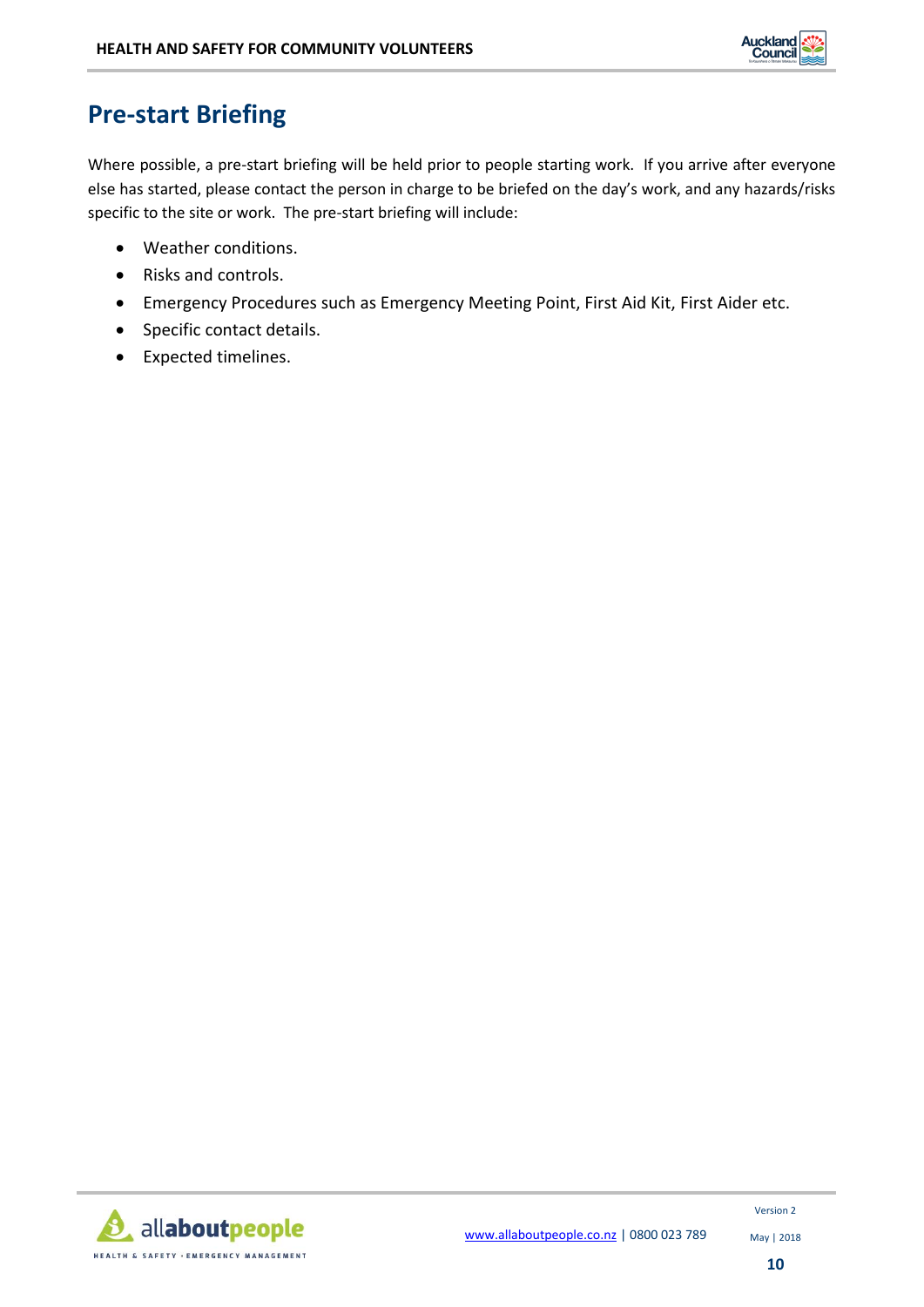# Pre-start Briefing

Where possible, a pre-start briefing will be held prior to people starting work. If you arrive after everyone else has started, please contact the person in charge to be briefed on the day's work, and any hazards/risks specific to the site or work. The pre-start briefing will include:

- Weather conditions.
- Risks and controls.
- Emergency Procedures such as Emergency Meeting Point, First Aid Kit, First Aider etc.
- Specific contact details.
- Expected timelines.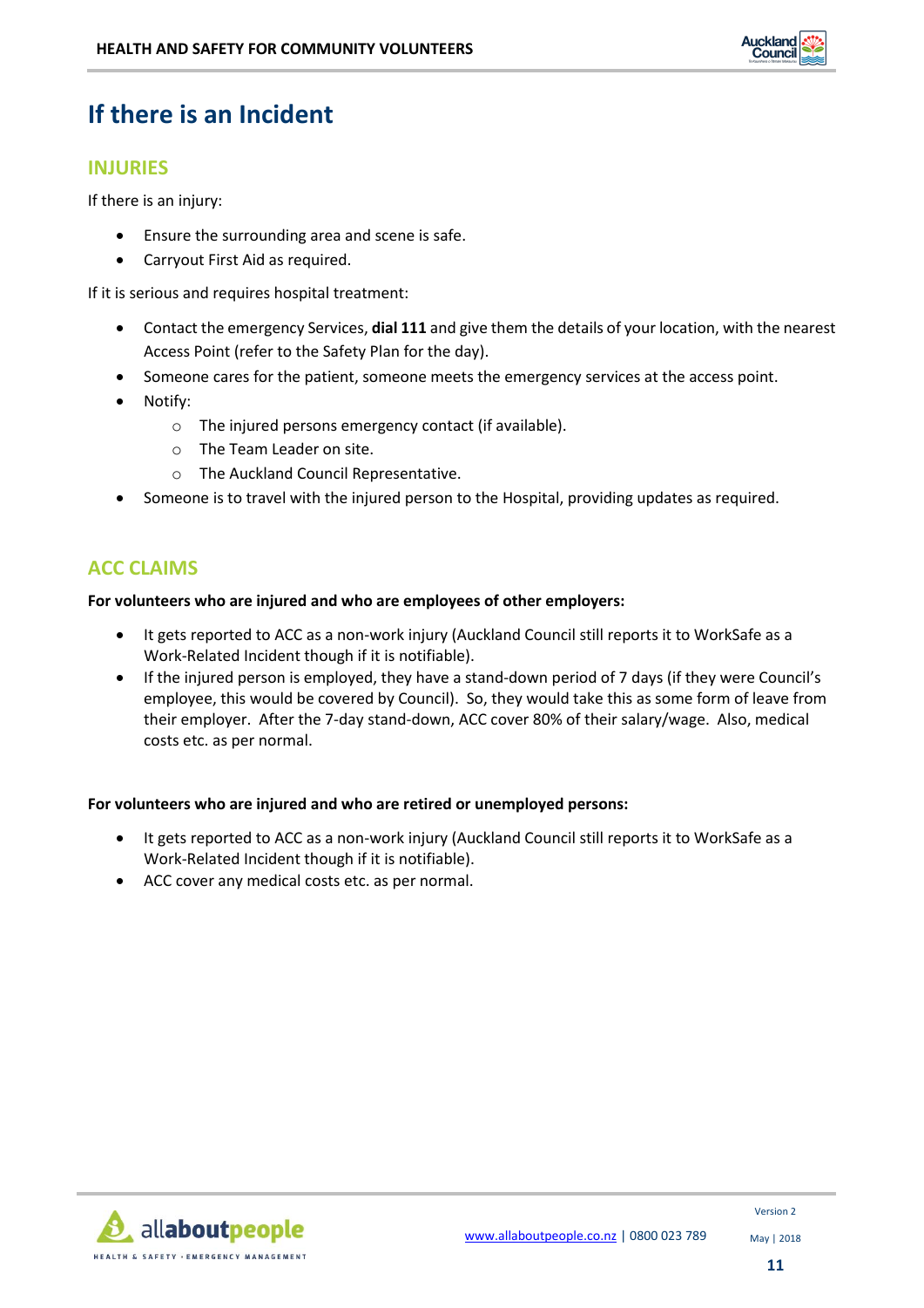# If there is an Incident

## INJURIES

If there is an injury:

- Ensure the surrounding area and scene is safe.
- Carryout First Aid as required.

If it is serious and requires hospital treatment:

- Contact the emergency Services, **dial 111** and give them the details of your location, with the nearest Access Point (refer to the Safety Plan for the day).
- Someone cares for the patient, someone meets the emergency services at the access point.
- Notify:
  - The injured persons emergency contact (if available).
  - The Team Leader on site.
  - The Auckland Council Representative.
- Someone is to travel with the injured person to the Hospital, providing updates as required.

## ACC CLAIMS

**For volunteers who are injured and who are employees of other employers:**

- It gets reported to ACC as a non-work injury (Auckland Council still reports it to WorkSafe as a Work-Related Incident though if it is notifiable).
- If the injured person is employed, they have a stand-down period of 7 days (if they were Council's employee, this would be covered by Council). So, they would take this as some form of leave from their employer. After the 7-day stand-down, ACC cover 80% of their salary/wage. Also, medical costs etc. as per normal.

**For volunteers who are injured and who are retired or unemployed persons:**

- It gets reported to ACC as a non-work injury (Auckland Council still reports it to WorkSafe as a Work-Related Incident though if it is notifiable).
- ACC cover any medical costs etc. as per normal.